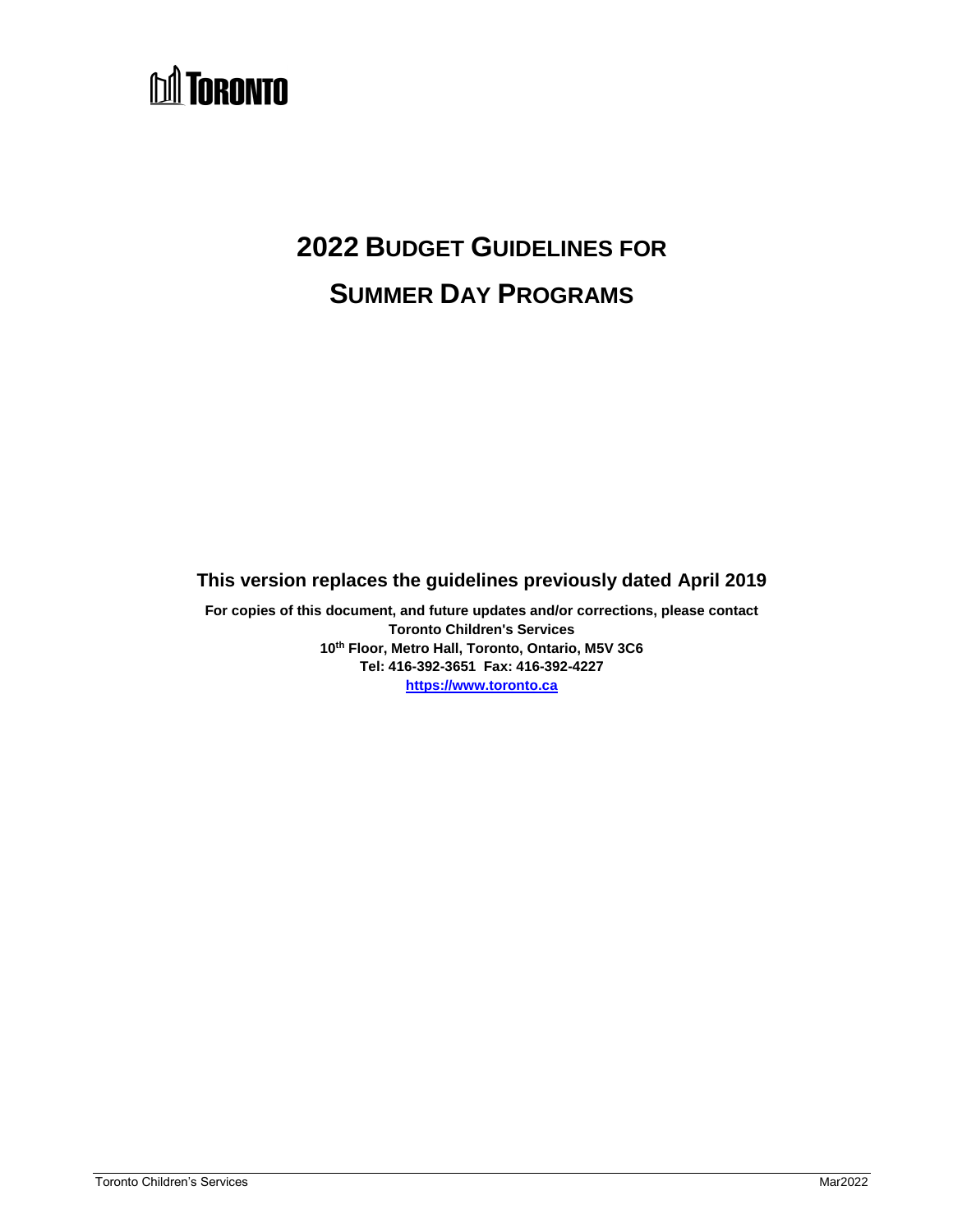TORONTO

# 2022 Budget Guidelines for Summer Day Programs

**This version replaces the guidelines previously dated April 2019**

**For copies of this document, and future updates and/or corrections, please contact**
**Toronto Children's Services**
**10th Floor, Metro Hall, Toronto, Ontario, M5V 3C6**
**Tel: 416-392-3651 Fax: 416-392-4227**
**https://www.toronto.ca**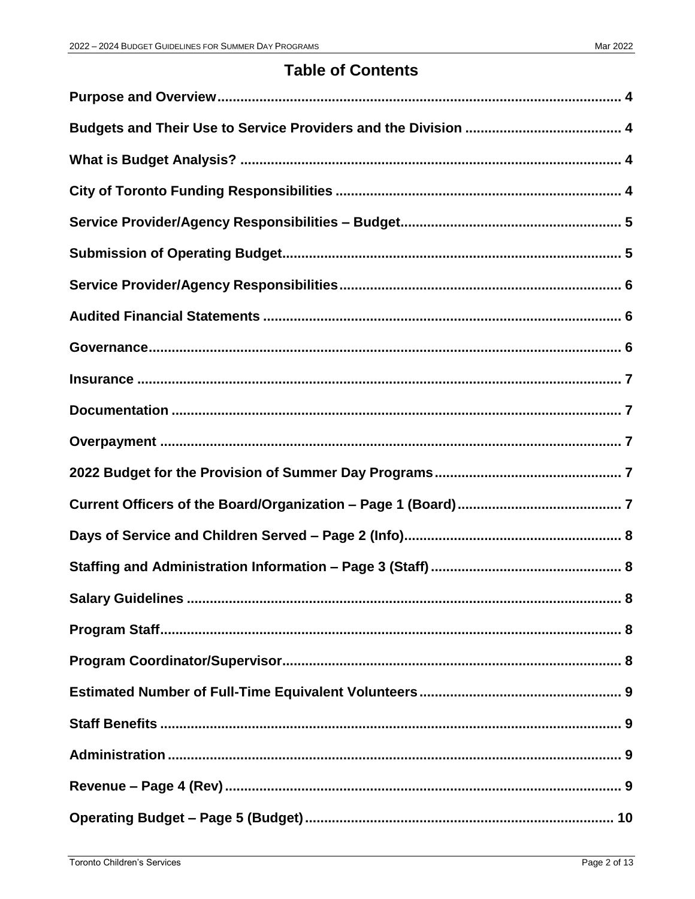# Table of Contents

| | |
|---|---|
| **Purpose and Overview** | **4** |
| **Budgets and Their Use to Service Providers and the Division** | **4** |
| **What is Budget Analysis?** | **4** |
| **City of Toronto Funding Responsibilities** | **4** |
| **Service Provider/Agency Responsibilities – Budget** | **5** |
| **Submission of Operating Budget** | **5** |
| **Service Provider/Agency Responsibilities** | **6** |
| **Audited Financial Statements** | **6** |
| **Governance** | **6** |
| **Insurance** | **7** |
| **Documentation** | **7** |
| **Overpayment** | **7** |
| **2022 Budget for the Provision of Summer Day Programs** | **7** |
| **Current Officers of the Board/Organization – Page 1 (Board)** | **7** |
| **Days of Service and Children Served – Page 2 (Info)** | **8** |
| **Staffing and Administration Information – Page 3 (Staff)** | **8** |
| **Salary Guidelines** | **8** |
| **Program Staff** | **8** |
| **Program Coordinator/Supervisor** | **8** |
| **Estimated Number of Full-Time Equivalent Volunteers** | **9** |
| **Staff Benefits** | **9** |
| **Administration** | **9** |
| **Revenue – Page 4 (Rev)** | **9** |
| **Operating Budget – Page 5 (Budget)** | **10** |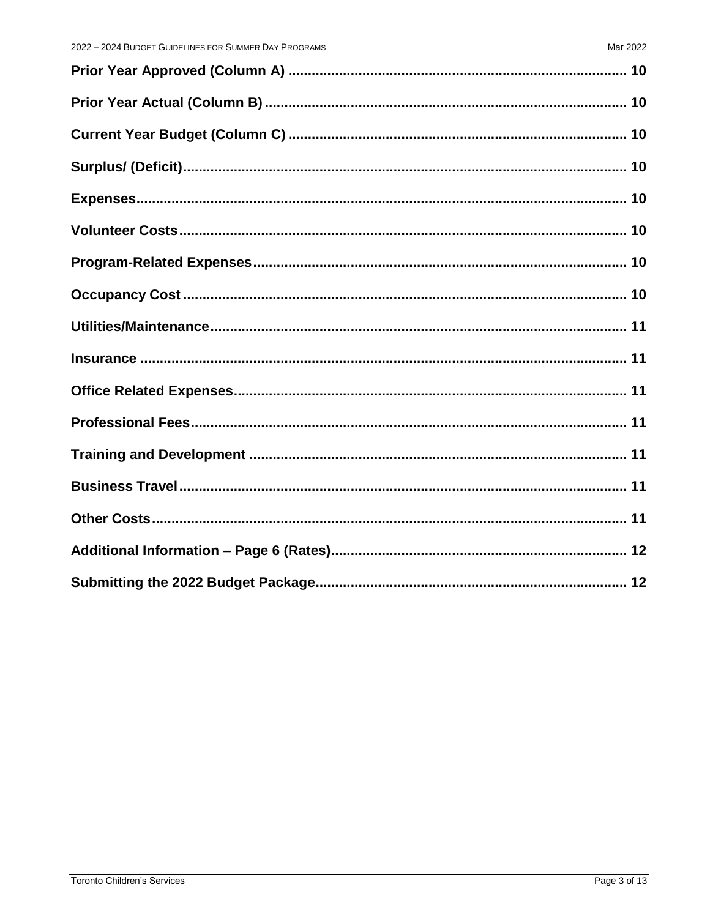**Prior Year Approved (Column A)** ........................................................................ 10

**Prior Year Actual (Column B)** ............................................................................ 10

**Current Year Budget (Column C)** ........................................................................ 10

**Surplus/ (Deficit)** ................................................................................................ 10

**Expenses** ........................................................................................................... 10

**Volunteer Costs** ................................................................................................. 10

**Program-Related Expenses** ................................................................................ 10

**Occupancy Cost** ................................................................................................. 10

**Utilities/Maintenance** .......................................................................................... 11

**Insurance** ........................................................................................................... 11

**Office Related Expenses** ..................................................................................... 11

**Professional Fees** ............................................................................................... 11

**Training and Development** .................................................................................. 11

**Business Travel** .................................................................................................. 11

**Other Costs** ........................................................................................................ 11

**Additional Information – Page 6 (Rates)** .............................................................. 12

**Submitting the 2022 Budget Package** .................................................................. 12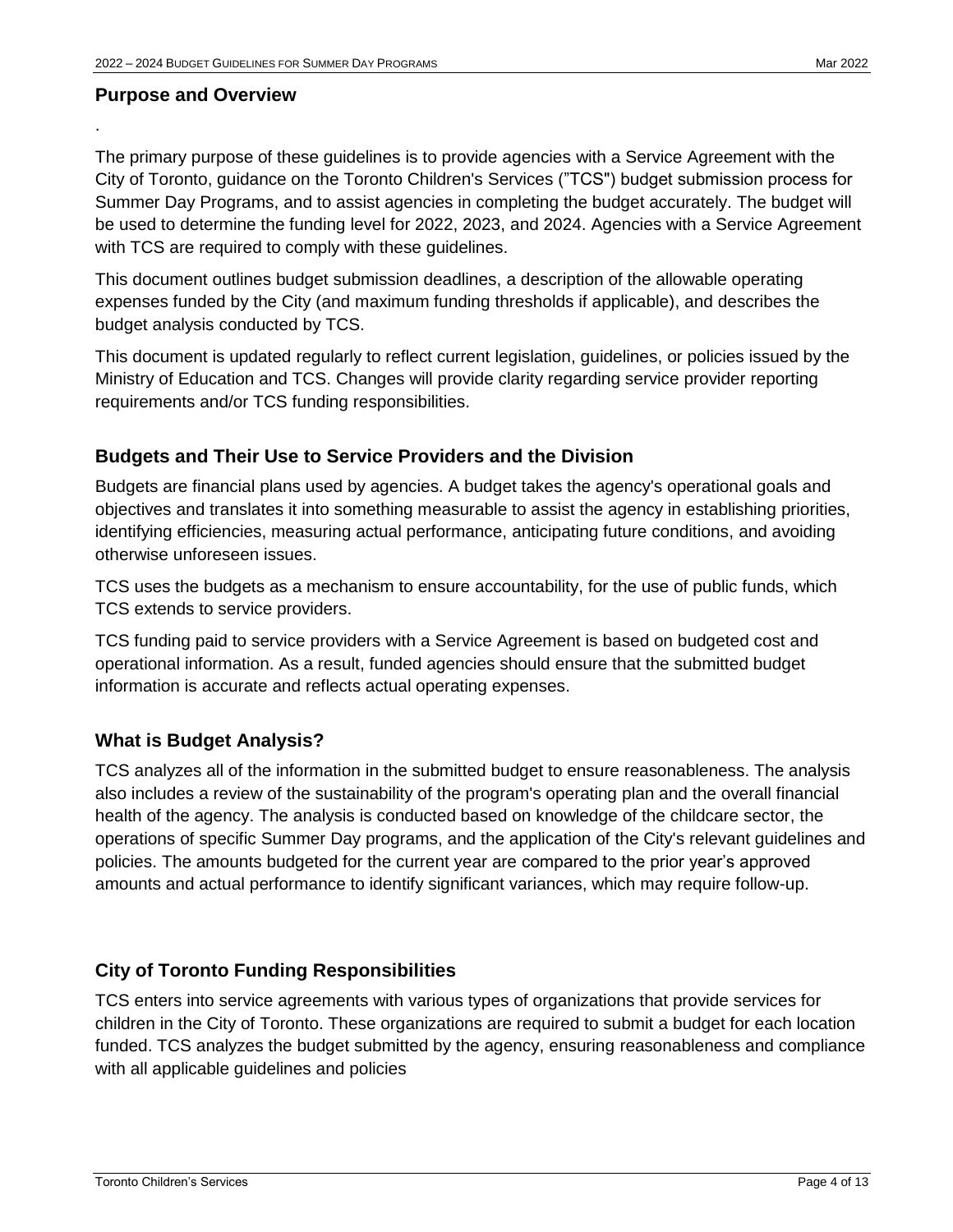## Purpose and Overview

.

The primary purpose of these guidelines is to provide agencies with a Service Agreement with the City of Toronto, guidance on the Toronto Children's Services (”TCS") budget submission process for Summer Day Programs, and to assist agencies in completing the budget accurately. The budget will be used to determine the funding level for 2022, 2023, and 2024. Agencies with a Service Agreement with TCS are required to comply with these guidelines.

This document outlines budget submission deadlines, a description of the allowable operating expenses funded by the City (and maximum funding thresholds if applicable), and describes the budget analysis conducted by TCS.

This document is updated regularly to reflect current legislation, guidelines, or policies issued by the Ministry of Education and TCS. Changes will provide clarity regarding service provider reporting requirements and/or TCS funding responsibilities.

## Budgets and Their Use to Service Providers and the Division

Budgets are financial plans used by agencies. A budget takes the agency's operational goals and objectives and translates it into something measurable to assist the agency in establishing priorities, identifying efficiencies, measuring actual performance, anticipating future conditions, and avoiding otherwise unforeseen issues.

TCS uses the budgets as a mechanism to ensure accountability, for the use of public funds, which TCS extends to service providers.

TCS funding paid to service providers with a Service Agreement is based on budgeted cost and operational information. As a result, funded agencies should ensure that the submitted budget information is accurate and reflects actual operating expenses.

## What is Budget Analysis?

TCS analyzes all of the information in the submitted budget to ensure reasonableness. The analysis also includes a review of the sustainability of the program's operating plan and the overall financial health of the agency. The analysis is conducted based on knowledge of the childcare sector, the operations of specific Summer Day programs, and the application of the City's relevant guidelines and policies. The amounts budgeted for the current year are compared to the prior year’s approved amounts and actual performance to identify significant variances, which may require follow-up.

## City of Toronto Funding Responsibilities

TCS enters into service agreements with various types of organizations that provide services for children in the City of Toronto. These organizations are required to submit a budget for each location funded. TCS analyzes the budget submitted by the agency, ensuring reasonableness and compliance with all applicable guidelines and policies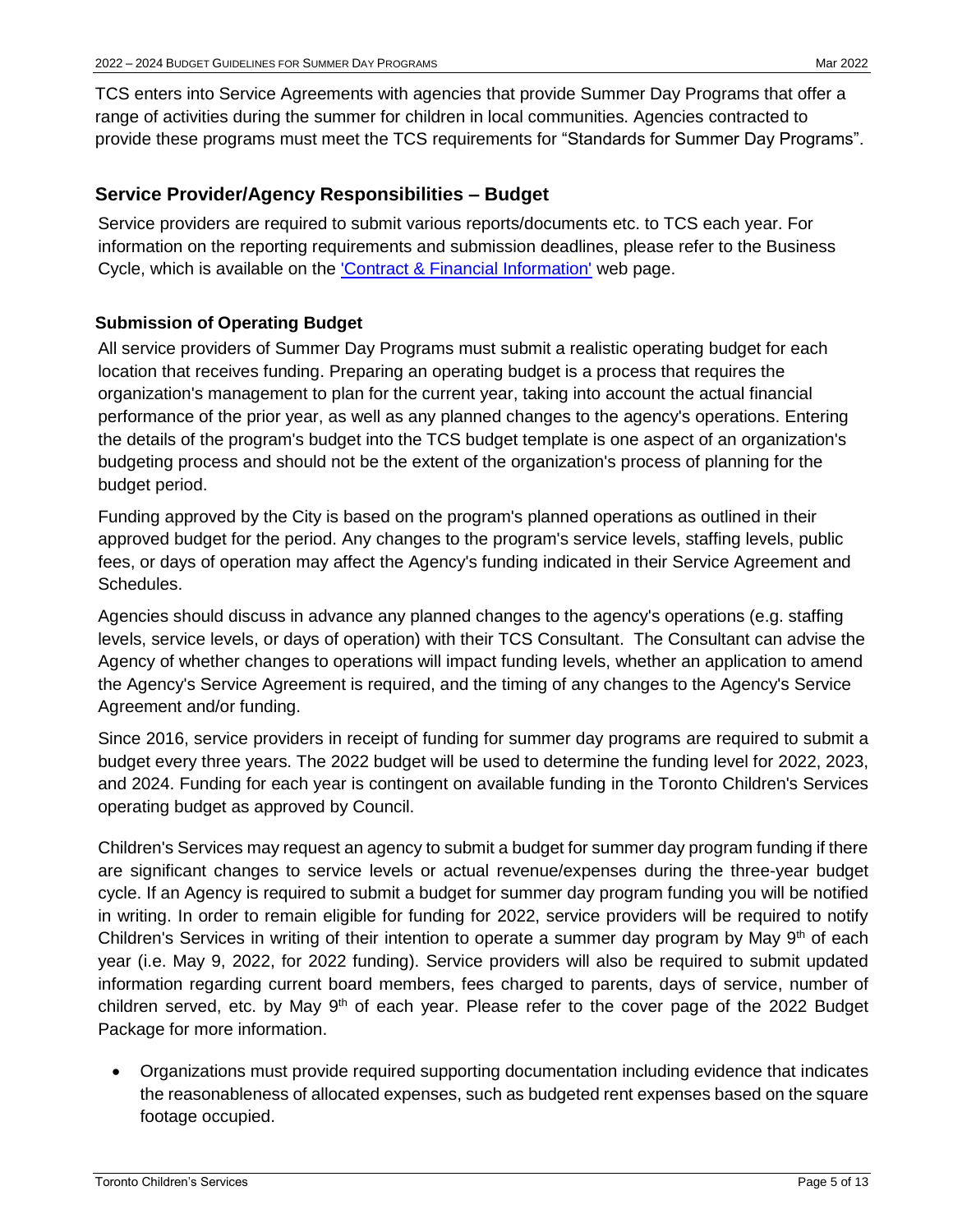TCS enters into Service Agreements with agencies that provide Summer Day Programs that offer a range of activities during the summer for children in local communities. Agencies contracted to provide these programs must meet the TCS requirements for "Standards for Summer Day Programs".

## Service Provider/Agency Responsibilities – Budget

Service providers are required to submit various reports/documents etc. to TCS each year. For information on the reporting requirements and submission deadlines, please refer to the Business Cycle, which is available on the 'Contract & Financial Information' web page.

### Submission of Operating Budget

All service providers of Summer Day Programs must submit a realistic operating budget for each location that receives funding. Preparing an operating budget is a process that requires the organization's management to plan for the current year, taking into account the actual financial performance of the prior year, as well as any planned changes to the agency's operations. Entering the details of the program's budget into the TCS budget template is one aspect of an organization's budgeting process and should not be the extent of the organization's process of planning for the budget period.

Funding approved by the City is based on the program's planned operations as outlined in their approved budget for the period. Any changes to the program's service levels, staffing levels, public fees, or days of operation may affect the Agency's funding indicated in their Service Agreement and Schedules.

Agencies should discuss in advance any planned changes to the agency's operations (e.g. staffing levels, service levels, or days of operation) with their TCS Consultant. The Consultant can advise the Agency of whether changes to operations will impact funding levels, whether an application to amend the Agency's Service Agreement is required, and the timing of any changes to the Agency's Service Agreement and/or funding.

Since 2016, service providers in receipt of funding for summer day programs are required to submit a budget every three years. The 2022 budget will be used to determine the funding level for 2022, 2023, and 2024. Funding for each year is contingent on available funding in the Toronto Children's Services operating budget as approved by Council.

Children's Services may request an agency to submit a budget for summer day program funding if there are significant changes to service levels or actual revenue/expenses during the three-year budget cycle. If an Agency is required to submit a budget for summer day program funding you will be notified in writing. In order to remain eligible for funding for 2022, service providers will be required to notify Children's Services in writing of their intention to operate a summer day program by May 9th of each year (i.e. May 9, 2022, for 2022 funding). Service providers will also be required to submit updated information regarding current board members, fees charged to parents, days of service, number of children served, etc. by May 9th of each year. Please refer to the cover page of the 2022 Budget Package for more information.

- Organizations must provide required supporting documentation including evidence that indicates the reasonableness of allocated expenses, such as budgeted rent expenses based on the square footage occupied.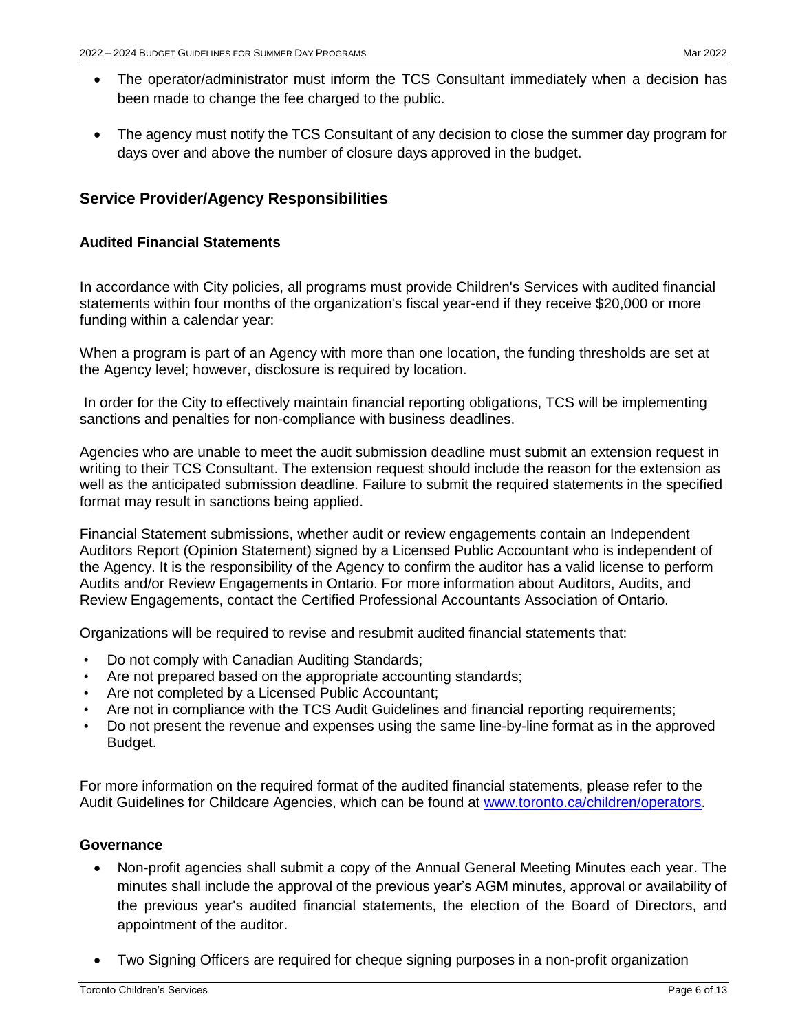- The operator/administrator must inform the TCS Consultant immediately when a decision has been made to change the fee charged to the public.

- The agency must notify the TCS Consultant of any decision to close the summer day program for days over and above the number of closure days approved in the budget.

## Service Provider/Agency Responsibilities

### Audited Financial Statements

In accordance with City policies, all programs must provide Children's Services with audited financial statements within four months of the organization's fiscal year-end if they receive $20,000 or more funding within a calendar year:

When a program is part of an Agency with more than one location, the funding thresholds are set at the Agency level; however, disclosure is required by location.

In order for the City to effectively maintain financial reporting obligations, TCS will be implementing sanctions and penalties for non-compliance with business deadlines.

Agencies who are unable to meet the audit submission deadline must submit an extension request in writing to their TCS Consultant. The extension request should include the reason for the extension as well as the anticipated submission deadline. Failure to submit the required statements in the specified format may result in sanctions being applied.

Financial Statement submissions, whether audit or review engagements contain an Independent Auditors Report (Opinion Statement) signed by a Licensed Public Accountant who is independent of the Agency. It is the responsibility of the Agency to confirm the auditor has a valid license to perform Audits and/or Review Engagements in Ontario. For more information about Auditors, Audits, and Review Engagements, contact the Certified Professional Accountants Association of Ontario.

Organizations will be required to revise and resubmit audited financial statements that:

- Do not comply with Canadian Auditing Standards;
- Are not prepared based on the appropriate accounting standards;
- Are not completed by a Licensed Public Accountant;
- Are not in compliance with the TCS Audit Guidelines and financial reporting requirements;
- Do not present the revenue and expenses using the same line-by-line format as in the approved Budget.

For more information on the required format of the audited financial statements, please refer to the Audit Guidelines for Childcare Agencies, which can be found at www.toronto.ca/children/operators.

### Governance

- Non-profit agencies shall submit a copy of the Annual General Meeting Minutes each year. The minutes shall include the approval of the previous year's AGM minutes, approval or availability of the previous year's audited financial statements, the election of the Board of Directors, and appointment of the auditor.

- Two Signing Officers are required for cheque signing purposes in a non-profit organization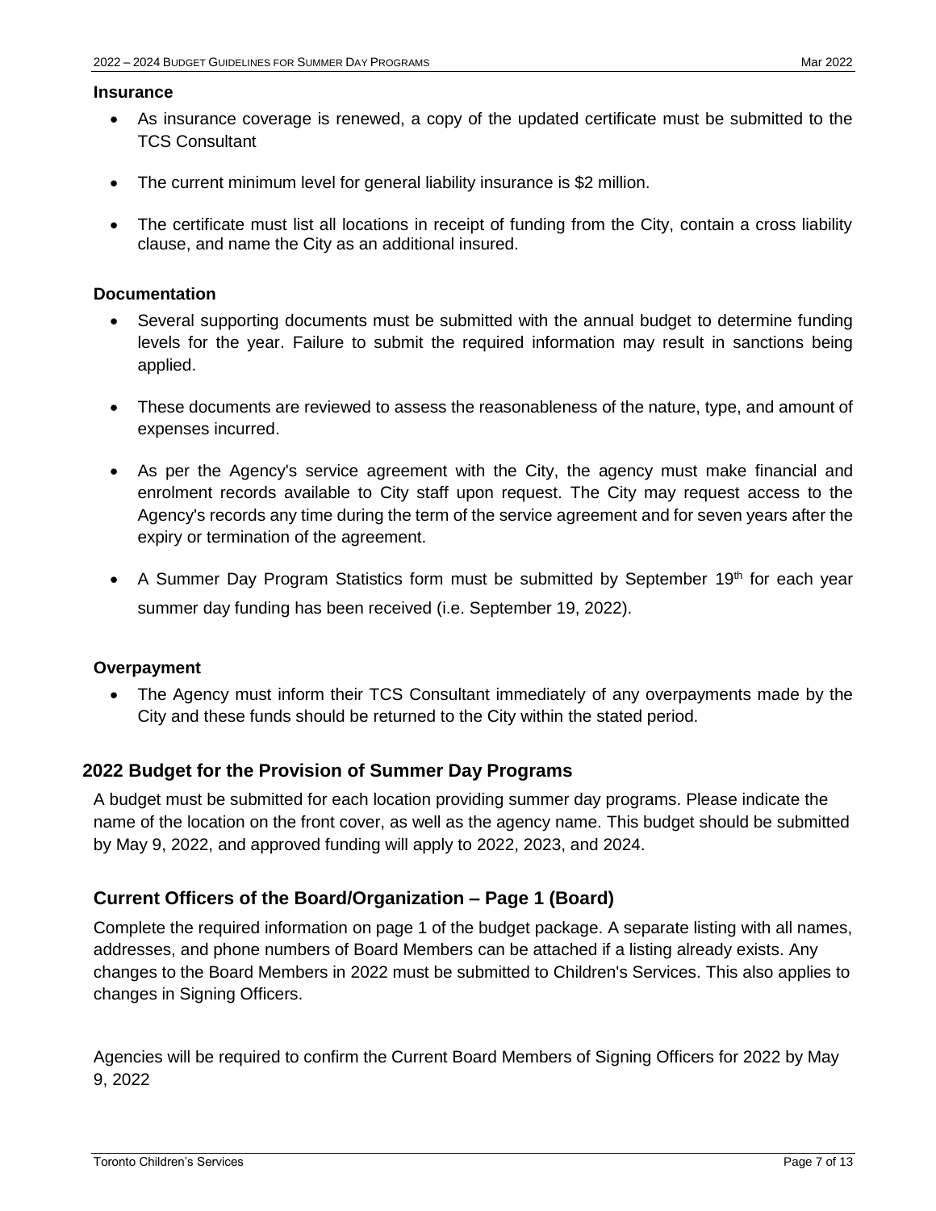### Insurance

- As insurance coverage is renewed, a copy of the updated certificate must be submitted to the TCS Consultant
- The current minimum level for general liability insurance is $2 million.
- The certificate must list all locations in receipt of funding from the City, contain a cross liability clause, and name the City as an additional insured.

### Documentation

- Several supporting documents must be submitted with the annual budget to determine funding levels for the year. Failure to submit the required information may result in sanctions being applied.
- These documents are reviewed to assess the reasonableness of the nature, type, and amount of expenses incurred.
- As per the Agency's service agreement with the City, the agency must make financial and enrolment records available to City staff upon request. The City may request access to the Agency's records any time during the term of the service agreement and for seven years after the expiry or termination of the agreement.
- A Summer Day Program Statistics form must be submitted by September 19th for each year summer day funding has been received (i.e. September 19, 2022).

### Overpayment

- The Agency must inform their TCS Consultant immediately of any overpayments made by the City and these funds should be returned to the City within the stated period.

## 2022 Budget for the Provision of Summer Day Programs

A budget must be submitted for each location providing summer day programs. Please indicate the name of the location on the front cover, as well as the agency name. This budget should be submitted by May 9, 2022, and approved funding will apply to 2022, 2023, and 2024.

## Current Officers of the Board/Organization – Page 1 (Board)

Complete the required information on page 1 of the budget package. A separate listing with all names, addresses, and phone numbers of Board Members can be attached if a listing already exists. Any changes to the Board Members in 2022 must be submitted to Children's Services. This also applies to changes in Signing Officers.

Agencies will be required to confirm the Current Board Members of Signing Officers for 2022 by May 9, 2022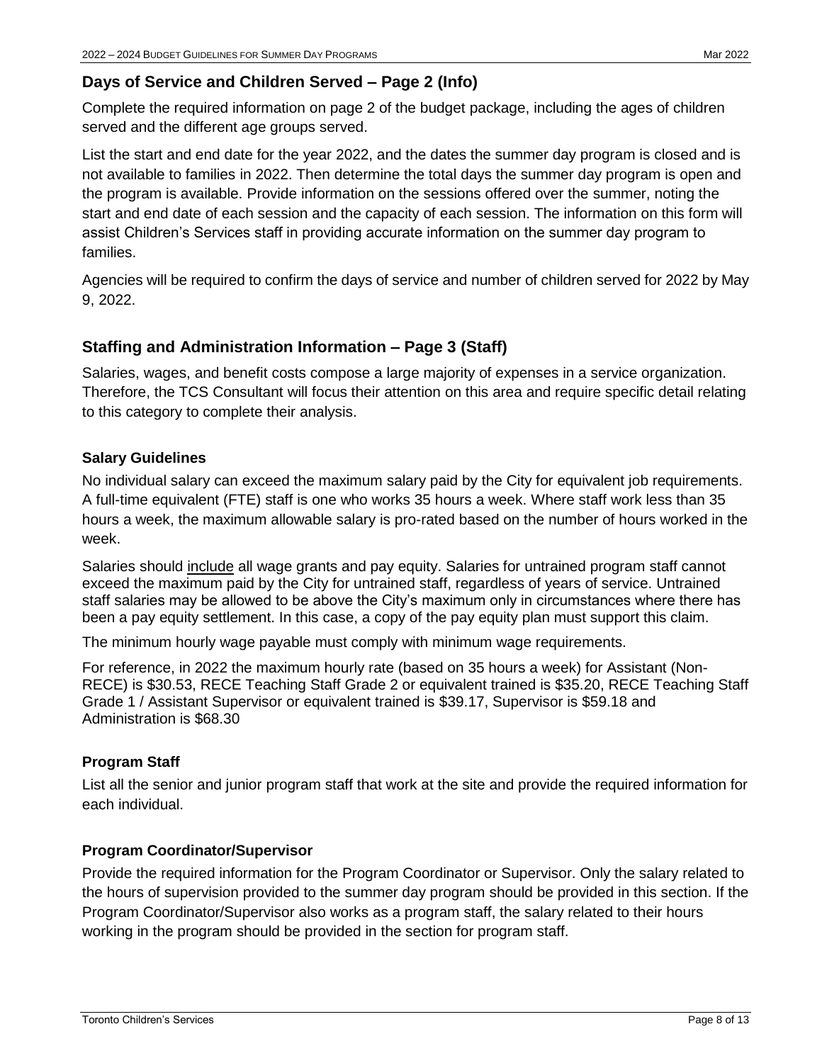## Days of Service and Children Served – Page 2 (Info)

Complete the required information on page 2 of the budget package, including the ages of children served and the different age groups served.

List the start and end date for the year 2022, and the dates the summer day program is closed and is not available to families in 2022. Then determine the total days the summer day program is open and the program is available. Provide information on the sessions offered over the summer, noting the start and end date of each session and the capacity of each session. The information on this form will assist Children's Services staff in providing accurate information on the summer day program to families.

Agencies will be required to confirm the days of service and number of children served for 2022 by May 9, 2022.

## Staffing and Administration Information – Page 3 (Staff)

Salaries, wages, and benefit costs compose a large majority of expenses in a service organization. Therefore, the TCS Consultant will focus their attention on this area and require specific detail relating to this category to complete their analysis.

### Salary Guidelines

No individual salary can exceed the maximum salary paid by the City for equivalent job requirements. A full-time equivalent (FTE) staff is one who works 35 hours a week. Where staff work less than 35 hours a week, the maximum allowable salary is pro-rated based on the number of hours worked in the week.

Salaries should include all wage grants and pay equity. Salaries for untrained program staff cannot exceed the maximum paid by the City for untrained staff, regardless of years of service. Untrained staff salaries may be allowed to be above the City's maximum only in circumstances where there has been a pay equity settlement. In this case, a copy of the pay equity plan must support this claim.

The minimum hourly wage payable must comply with minimum wage requirements.

For reference, in 2022 the maximum hourly rate (based on 35 hours a week) for Assistant (Non-RECE) is $30.53, RECE Teaching Staff Grade 2 or equivalent trained is $35.20, RECE Teaching Staff Grade 1 / Assistant Supervisor or equivalent trained is $39.17, Supervisor is $59.18 and Administration is $68.30

### Program Staff

List all the senior and junior program staff that work at the site and provide the required information for each individual.

### Program Coordinator/Supervisor

Provide the required information for the Program Coordinator or Supervisor. Only the salary related to the hours of supervision provided to the summer day program should be provided in this section. If the Program Coordinator/Supervisor also works as a program staff, the salary related to their hours working in the program should be provided in the section for program staff.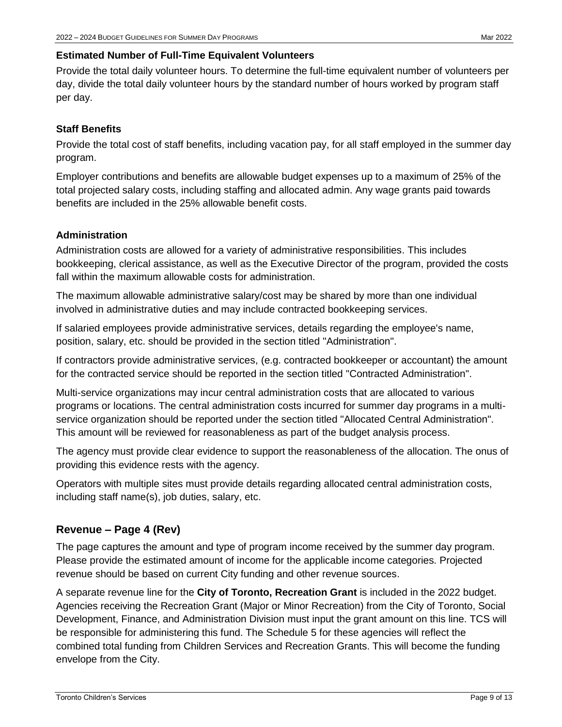### Estimated Number of Full-Time Equivalent Volunteers

Provide the total daily volunteer hours. To determine the full-time equivalent number of volunteers per day, divide the total daily volunteer hours by the standard number of hours worked by program staff per day.

### Staff Benefits

Provide the total cost of staff benefits, including vacation pay, for all staff employed in the summer day program.

Employer contributions and benefits are allowable budget expenses up to a maximum of 25% of the total projected salary costs, including staffing and allocated admin. Any wage grants paid towards benefits are included in the 25% allowable benefit costs.

### Administration

Administration costs are allowed for a variety of administrative responsibilities. This includes bookkeeping, clerical assistance, as well as the Executive Director of the program, provided the costs fall within the maximum allowable costs for administration.

The maximum allowable administrative salary/cost may be shared by more than one individual involved in administrative duties and may include contracted bookkeeping services.

If salaried employees provide administrative services, details regarding the employee's name, position, salary, etc. should be provided in the section titled "Administration".

If contractors provide administrative services, (e.g. contracted bookkeeper or accountant) the amount for the contracted service should be reported in the section titled "Contracted Administration".

Multi-service organizations may incur central administration costs that are allocated to various programs or locations. The central administration costs incurred for summer day programs in a multi-service organization should be reported under the section titled "Allocated Central Administration". This amount will be reviewed for reasonableness as part of the budget analysis process.

The agency must provide clear evidence to support the reasonableness of the allocation. The onus of providing this evidence rests with the agency.

Operators with multiple sites must provide details regarding allocated central administration costs, including staff name(s), job duties, salary, etc.

## Revenue – Page 4 (Rev)

The page captures the amount and type of program income received by the summer day program. Please provide the estimated amount of income for the applicable income categories. Projected revenue should be based on current City funding and other revenue sources.

A separate revenue line for the **City of Toronto, Recreation Grant** is included in the 2022 budget. Agencies receiving the Recreation Grant (Major or Minor Recreation) from the City of Toronto, Social Development, Finance, and Administration Division must input the grant amount on this line. TCS will be responsible for administering this fund. The Schedule 5 for these agencies will reflect the combined total funding from Children Services and Recreation Grants. This will become the funding envelope from the City.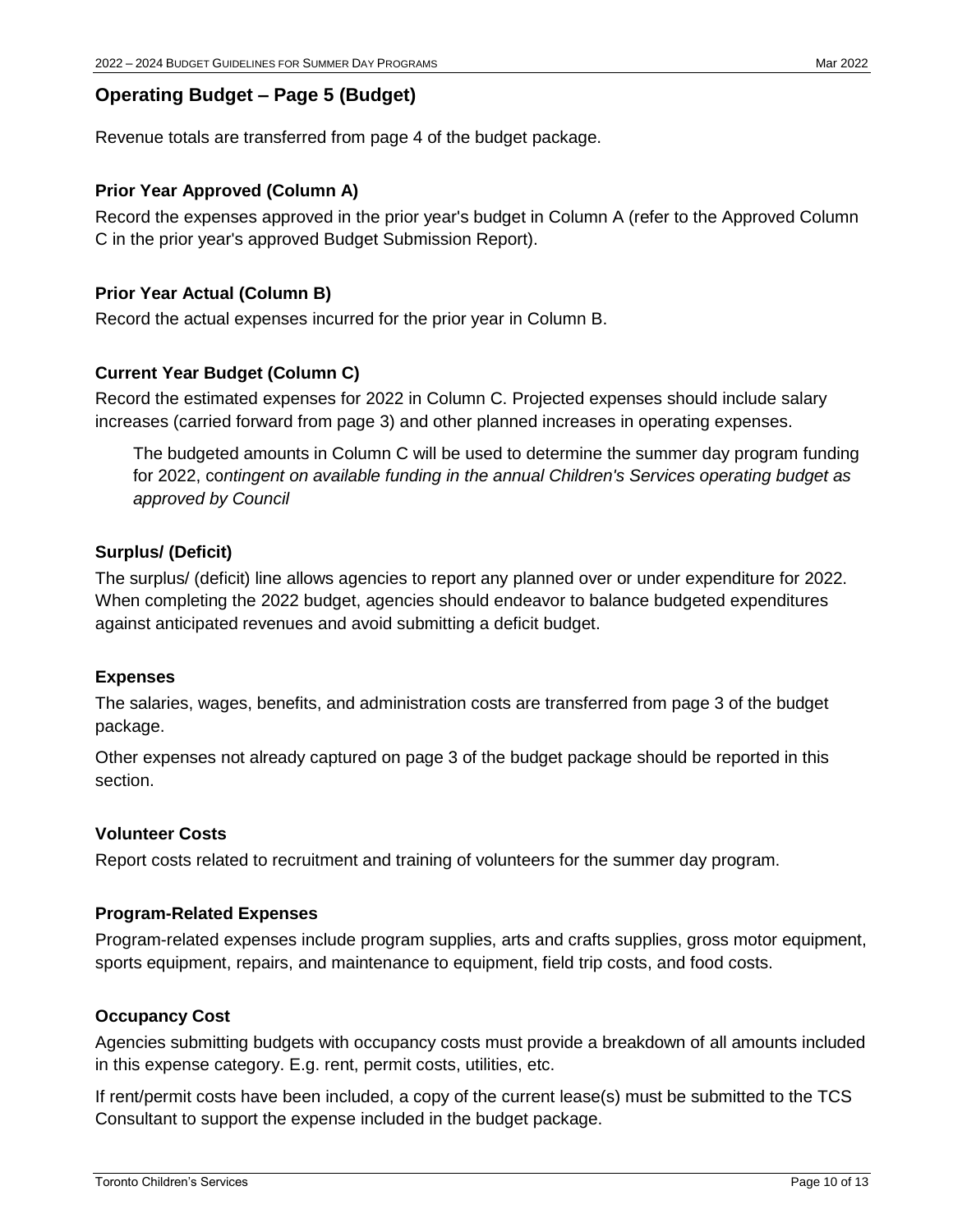## Operating Budget – Page 5 (Budget)

Revenue totals are transferred from page 4 of the budget package.

### Prior Year Approved (Column A)

Record the expenses approved in the prior year's budget in Column A (refer to the Approved Column C in the prior year's approved Budget Submission Report).

### Prior Year Actual (Column B)

Record the actual expenses incurred for the prior year in Column B.

### Current Year Budget (Column C)

Record the estimated expenses for 2022 in Column C. Projected expenses should include salary increases (carried forward from page 3) and other planned increases in operating expenses.

> The budgeted amounts in Column C will be used to determine the summer day program funding for 2022, co*ntingent on available funding in the annual Children's Services operating budget as approved by Council*

### Surplus/ (Deficit)

The surplus/ (deficit) line allows agencies to report any planned over or under expenditure for 2022. When completing the 2022 budget, agencies should endeavor to balance budgeted expenditures against anticipated revenues and avoid submitting a deficit budget.

### Expenses

The salaries, wages, benefits, and administration costs are transferred from page 3 of the budget package.

Other expenses not already captured on page 3 of the budget package should be reported in this section.

### Volunteer Costs

Report costs related to recruitment and training of volunteers for the summer day program.

### Program-Related Expenses

Program-related expenses include program supplies, arts and crafts supplies, gross motor equipment, sports equipment, repairs, and maintenance to equipment, field trip costs, and food costs.

### Occupancy Cost

Agencies submitting budgets with occupancy costs must provide a breakdown of all amounts included in this expense category. E.g. rent, permit costs, utilities, etc.

If rent/permit costs have been included, a copy of the current lease(s) must be submitted to the TCS Consultant to support the expense included in the budget package.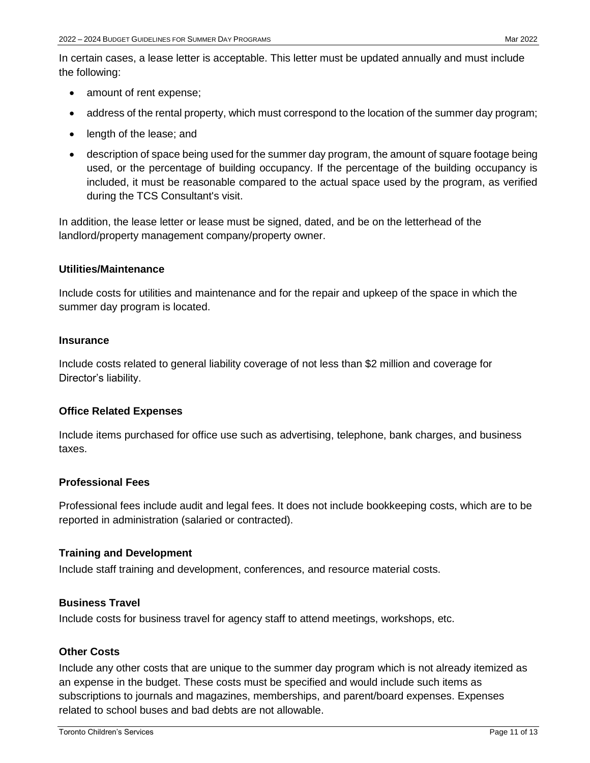In certain cases, a lease letter is acceptable. This letter must be updated annually and must include the following:

- amount of rent expense;
- address of the rental property, which must correspond to the location of the summer day program;
- length of the lease; and
- description of space being used for the summer day program, the amount of square footage being used, or the percentage of building occupancy. If the percentage of the building occupancy is included, it must be reasonable compared to the actual space used by the program, as verified during the TCS Consultant's visit.

In addition, the lease letter or lease must be signed, dated, and be on the letterhead of the landlord/property management company/property owner.

#### Utilities/Maintenance

Include costs for utilities and maintenance and for the repair and upkeep of the space in which the summer day program is located.

#### Insurance

Include costs related to general liability coverage of not less than $2 million and coverage for Director's liability.

#### Office Related Expenses

Include items purchased for office use such as advertising, telephone, bank charges, and business taxes.

#### Professional Fees

Professional fees include audit and legal fees. It does not include bookkeeping costs, which are to be reported in administration (salaried or contracted).

#### Training and Development

Include staff training and development, conferences, and resource material costs.

#### Business Travel

Include costs for business travel for agency staff to attend meetings, workshops, etc.

#### Other Costs

Include any other costs that are unique to the summer day program which is not already itemized as an expense in the budget. These costs must be specified and would include such items as subscriptions to journals and magazines, memberships, and parent/board expenses. Expenses related to school buses and bad debts are not allowable.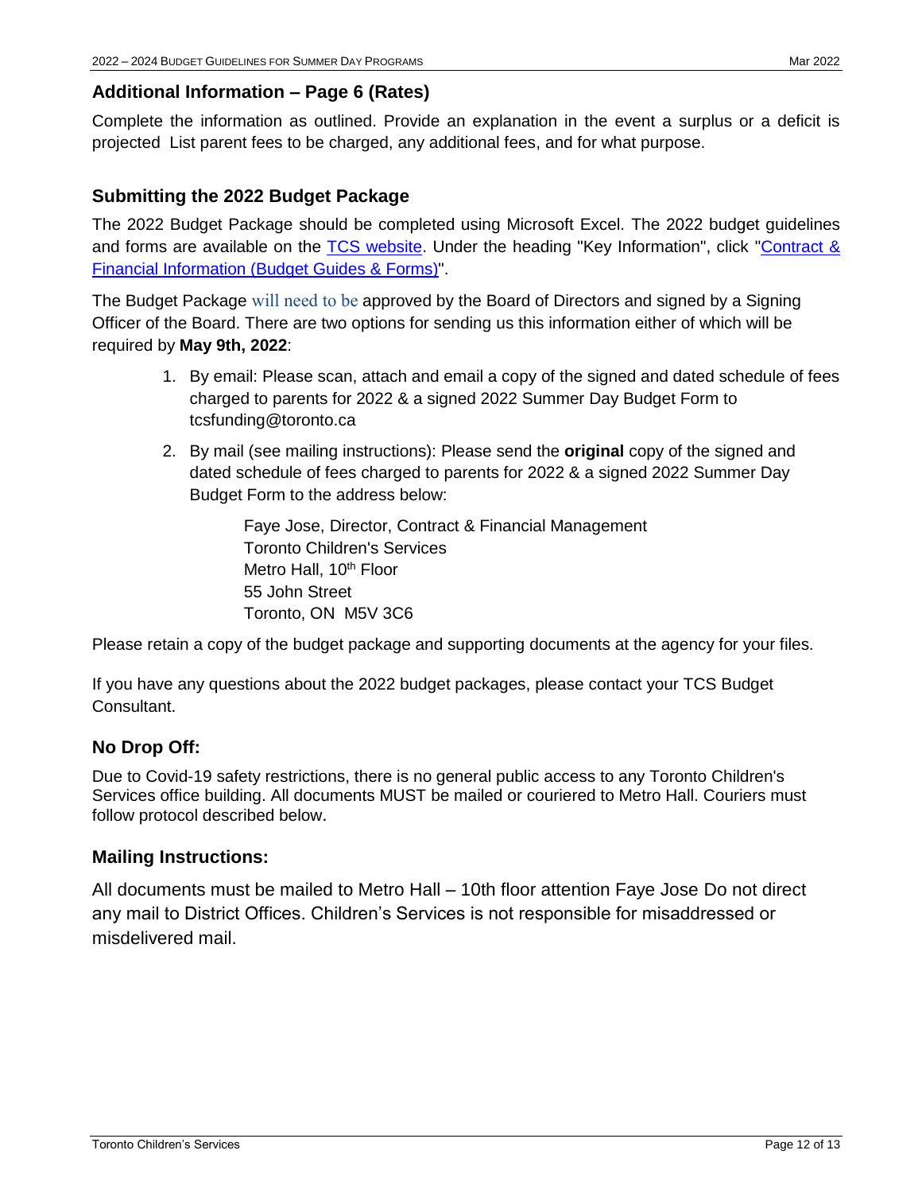## Additional Information – Page 6 (Rates)

Complete the information as outlined. Provide an explanation in the event a surplus or a deficit is projected List parent fees to be charged, any additional fees, and for what purpose.

## Submitting the 2022 Budget Package

The 2022 Budget Package should be completed using Microsoft Excel. The 2022 budget guidelines and forms are available on the TCS website. Under the heading "Key Information", click "Contract & Financial Information (Budget Guides & Forms)".

The Budget Package will need to be approved by the Board of Directors and signed by a Signing Officer of the Board. There are two options for sending us this information either of which will be required by **May 9th, 2022**:

1. By email: Please scan, attach and email a copy of the signed and dated schedule of fees charged to parents for 2022 & a signed 2022 Summer Day Budget Form to tcsfunding@toronto.ca
2. By mail (see mailing instructions): Please send the **original** copy of the signed and dated schedule of fees charged to parents for 2022 & a signed 2022 Summer Day Budget Form to the address below:

   Faye Jose, Director, Contract & Financial Management
   Toronto Children's Services
   Metro Hall, 10th Floor
   55 John Street
   Toronto, ON M5V 3C6

Please retain a copy of the budget package and supporting documents at the agency for your files.

If you have any questions about the 2022 budget packages, please contact your TCS Budget Consultant.

## No Drop Off:

Due to Covid-19 safety restrictions, there is no general public access to any Toronto Children's Services office building. All documents MUST be mailed or couriered to Metro Hall. Couriers must follow protocol described below.

## Mailing Instructions:

All documents must be mailed to Metro Hall – 10th floor attention Faye Jose Do not direct any mail to District Offices. Children's Services is not responsible for misaddressed or misdelivered mail.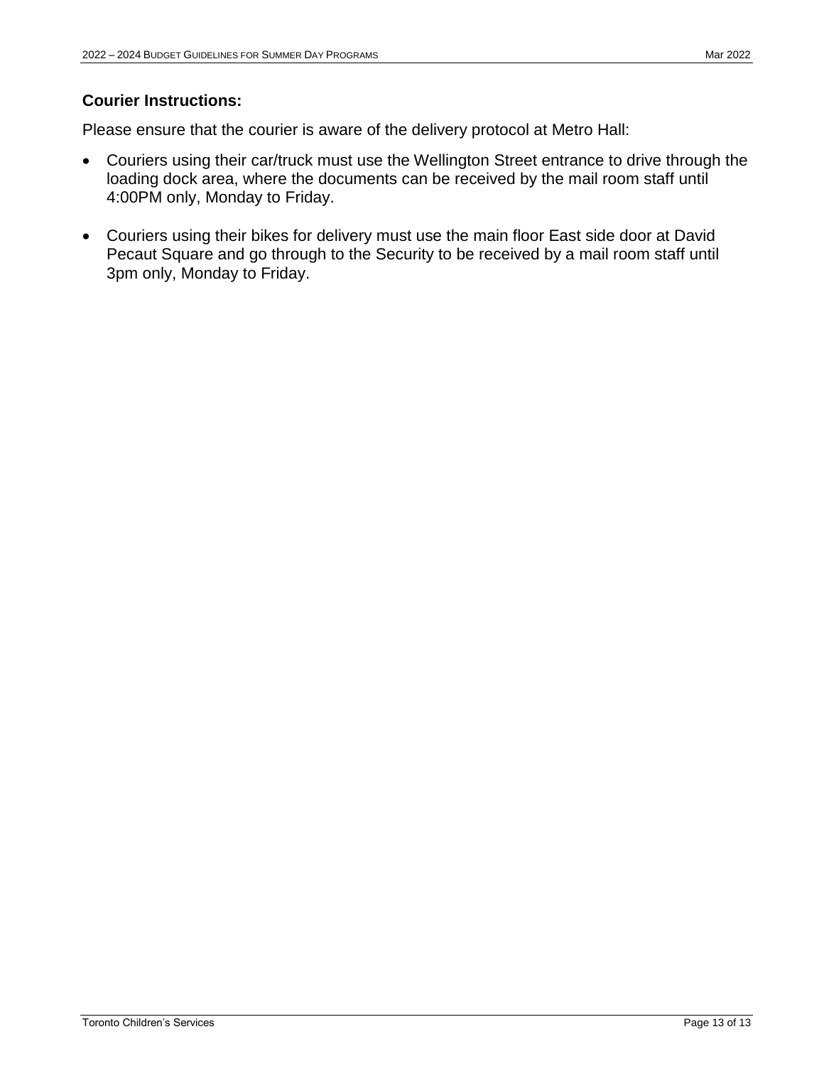**Courier Instructions:**

Please ensure that the courier is aware of the delivery protocol at Metro Hall:

- Couriers using their car/truck must use the Wellington Street entrance to drive through the loading dock area, where the documents can be received by the mail room staff until 4:00PM only, Monday to Friday.
- Couriers using their bikes for delivery must use the main floor East side door at David Pecaut Square and go through to the Security to be received by a mail room staff until 3pm only, Monday to Friday.